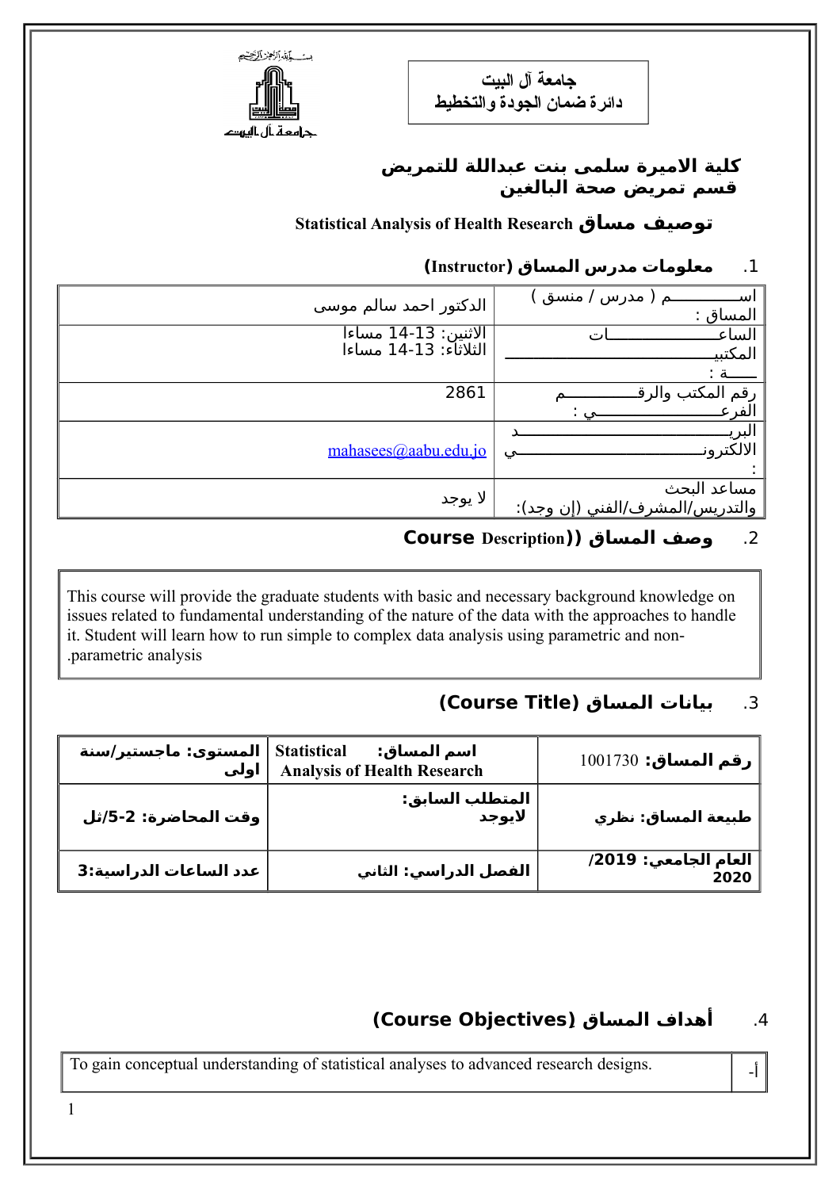جامعة آل البيت
دائرة ضمان الجودة والتخطيط

## كلية الاميرة سلمى بنت عبداللة للتمريض
## قسم تمريض صحة البالغين

## توصيف مساق Statistical Analysis of Health Research

### 1. معلومات مدرس المساق (Instructor)

| اســـــــــــم ( مدرس / منسق ) المساق : | الدكتور احمد سالم موسى |
|---|---|
| الساعـــــــــــــــــــات المكتبيـــــــــــــــــــــــــــــــة : | الاثنين: 13-14 مساءا<br>الثلاثاء: 13-14 مساءا |
| رقم المكتب والرقـــــــــــــم الفرعـــــــــــــــــــي : | 2861 |
| البريــــــــــــــــــــــــــــــد الالكترونــــــــــــــــــــــي : | mahasees@aabu.edu.jo |
| مساعد البحث والتدريس/المشرف/الفني (إن وجد): | لا يوجد |

### 2. وصف المساق ((Course Description

This course will provide the graduate students with basic and necessary background knowledge on issues related to fundamental understanding of the nature of the data with the approaches to handle it. Student will learn how to run simple to complex data analysis using parametric and non-parametric analysis.

### 3. بيانات المساق (Course Title)

| رقم المساق: 1001730 | اسم المساق: Statistical Analysis of Health Research | المستوى: ماجستير/سنة اولى |
|---|---|---|
| طبيعة المساق: نظري | المتطلب السابق: لايوجد | وقت المحاضرة: 2-5/ث ل |
| العام الجامعي: 2019/ 2020 | الفصل الدراسي: الثاني | عدد الساعات الدراسية:3 |

### 4. أهداف المساق (Course Objectives)

| أ- | To gain conceptual understanding of statistical analyses to advanced research designs. |
|---|---|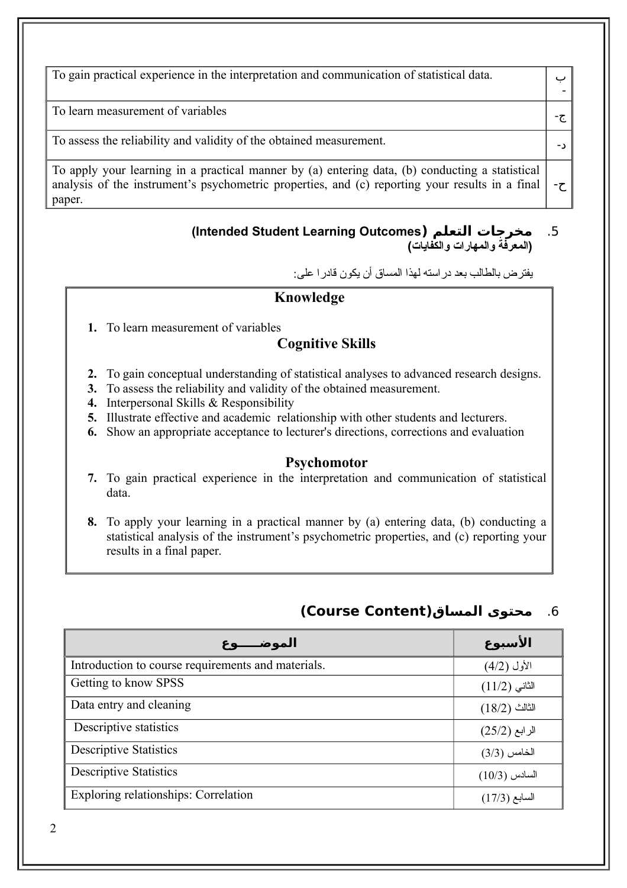| | |
|---|---|
| To gain practical experience in the interpretation and communication of statistical data. | ب- |
| To learn measurement of variables | ج- |
| To assess the reliability and validity of the obtained measurement. | د- |
| To apply your learning in a practical manner by (a) entering data, (b) conducting a statistical analysis of the instrument's psychometric properties, and (c) reporting your results in a final paper. | ح- |

## 5. مخرجات التعلم (Intended Student Learning Outcomes) (المعرفة والمهارات والكفايات)

يفترض بالطالب بعد دراسته لهذا المساق أن يكون قادرا على:

### Knowledge

1. To learn measurement of variables

### Cognitive Skills

2. To gain conceptual understanding of statistical analyses to advanced research designs.
3. To assess the reliability and validity of the obtained measurement.
4. Interpersonal Skills & Responsibility
5. Illustrate effective and academic relationship with other students and lecturers.
6. Show an appropriate acceptance to lecturer's directions, corrections and evaluation

### Psychomotor

7. To gain practical experience in the interpretation and communication of statistical data.
8. To apply your learning in a practical manner by (a) entering data, (b) conducting a statistical analysis of the instrument's psychometric properties, and (c) reporting your results in a final paper.

## 6. محتوى المساق(Course Content)

| الموضـــــوع | الأسبوع |
|---|---|
| Introduction to course requirements and materials. | الأول (4/2) |
| Getting to know SPSS | الثاني (11/2) |
| Data entry and cleaning | الثالث (18/2) |
| Descriptive statistics | الرابع (25/2) |
| Descriptive Statistics | الخامس (3/3) |
| Descriptive Statistics | السادس (10/3) |
| Exploring relationships: Correlation | السابع (17/3) |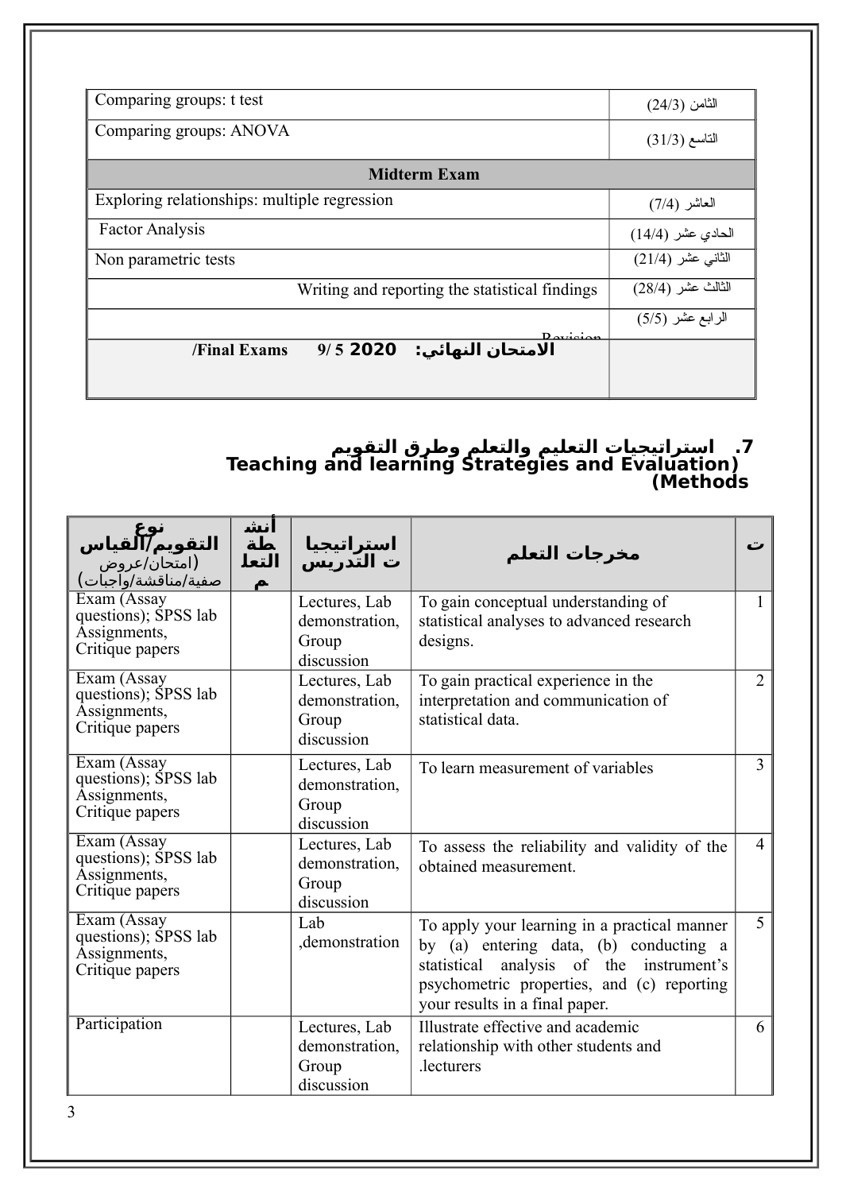| | |
|---|---|
| Comparing groups: t test | الثامن (24/3) |
| Comparing groups: ANOVA | التاسع (31/3) |
| **Midterm Exam** | |
| Exploring relationships: multiple regression | العاشر (7/4) |
| Factor Analysis | الحادي عشر (14/4) |
| Non parametric tests | الثاني عشر (21/4) |
| Writing and reporting the statistical findings | الثالث عشر (28/4) |
| Revision | الرابع عشر (5/5) |
| **الامتحان النهائي: 2020 5 /9 Final Exams/** | |

### 7. استراتيجيات التعليم والتعلم وطرق التقويم (Teaching and learning Strategies and Evaluation Methods)

| نوع التقويم/القياس (امتحان/عروض صفية/مناقشة/واجبات) | أنشطة التعلم | استراتيجيات التدريس | مخرجات التعلم | ت |
|---|---|---|---|---|
| Exam (Assay questions); SPSS lab Assignments, Critique papers | | Lectures, Lab demonstration, Group discussion | To gain conceptual understanding of statistical analyses to advanced research designs. | 1 |
| Exam (Assay questions); SPSS lab Assignments, Critique papers | | Lectures, Lab demonstration, Group discussion | To gain practical experience in the interpretation and communication of statistical data. | 2 |
| Exam (Assay questions); SPSS lab Assignments, Critique papers | | Lectures, Lab demonstration, Group discussion | To learn measurement of variables | 3 |
| Exam (Assay questions); SPSS lab Assignments, Critique papers | | Lectures, Lab demonstration, Group discussion | To assess the reliability and validity of the obtained measurement. | 4 |
| Exam (Assay questions); SPSS lab Assignments, Critique papers | | Lab ,demonstration | To apply your learning in a practical manner by (a) entering data, (b) conducting a statistical analysis of the instrument's psychometric properties, and (c) reporting your results in a final paper. | 5 |
| Participation | | Lectures, Lab demonstration, Group discussion | Illustrate effective and academic relationship with other students and .lecturers | 6 |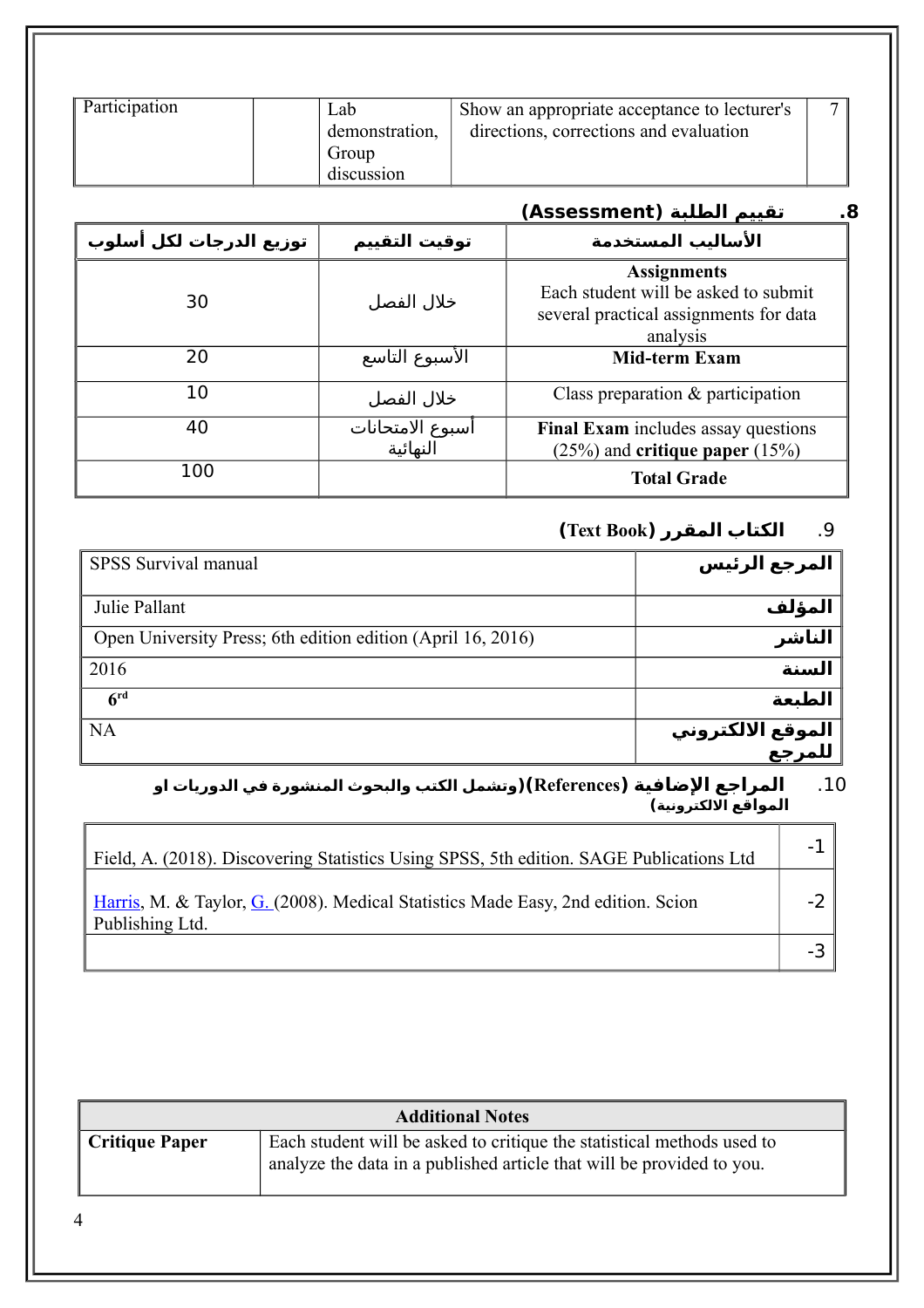| Participation | | Lab demonstration, Group discussion | Show an appropriate acceptance to lecturer's directions, corrections and evaluation | 7 |
|---|---|---|---|---|

## 8. تقييم الطلبة (Assessment)

| توزيع الدرجات لكل أسلوب | توقيت التقييم | الأساليب المستخدمة |
|---|---|---|
| 30 | خلال الفصل | **Assignments** Each student will be asked to submit several practical assignments for data analysis |
| 20 | الأسبوع التاسع | **Mid-term Exam** |
| 10 | خلال الفصل | Class preparation & participation |
| 40 | أسبوع الامتحانات النهائية | **Final Exam** includes assay questions (25%) and **critique paper** (15%) |
| 100 | | **Total Grade** |

## 9. الكتاب المقرر (Text Book)

| | |
|---|---|
| SPSS Survival manual | **المرجع الرئيس** |
| Julie Pallant | **المؤلف** |
| Open University Press; 6th edition edition (April 16, 2016) | **الناشر** |
| 2016 | **السنة** |
| **6rd** | **الطبعة** |
| NA | **الموقع الالكتروني للمرجع** |

## 10. المراجع الإضافية (References)(وتشمل الكتب والبحوث المنشورة في الدوريات او المواقع الالكترونية)

| | |
|---|---|
| Field, A. (2018). Discovering Statistics Using SPSS, 5th edition. SAGE Publications Ltd | -1 |
| Harris, M. & Taylor, G. (2008). Medical Statistics Made Easy, 2nd edition. Scion Publishing Ltd. | -2 |
| | -3 |

| **Additional Notes** | |
|---|---|
| **Critique Paper** | Each student will be asked to critique the statistical methods used to analyze the data in a published article that will be provided to you. |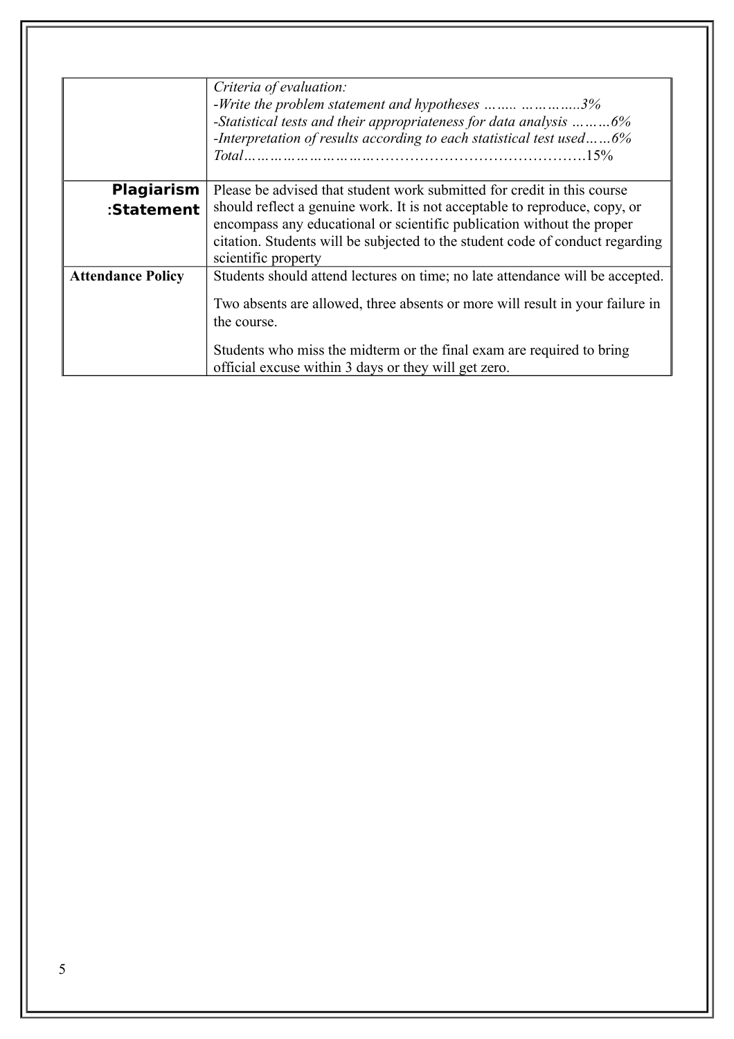| | |
|---|---|
| | *Criteria of evaluation:*<br>*-Write the problem statement and hypotheses …….. …………..3%*<br>*-Statistical tests and their appropriateness for data analysis ………6%*<br>*-Interpretation of results according to each statistical test used……6%*<br>*Total…………………………*…………………………………….15% |
| **Plagiarism :Statement** | Please be advised that student work submitted for credit in this course should reflect a genuine work. It is not acceptable to reproduce, copy, or encompass any educational or scientific publication without the proper citation. Students will be subjected to the student code of conduct regarding scientific property |
| **Attendance Policy** | Students should attend lectures on time; no late attendance will be accepted.<br><br>Two absents are allowed, three absents or more will result in your failure in the course.<br><br>Students who miss the midterm or the final exam are required to bring official excuse within 3 days or they will get zero. |